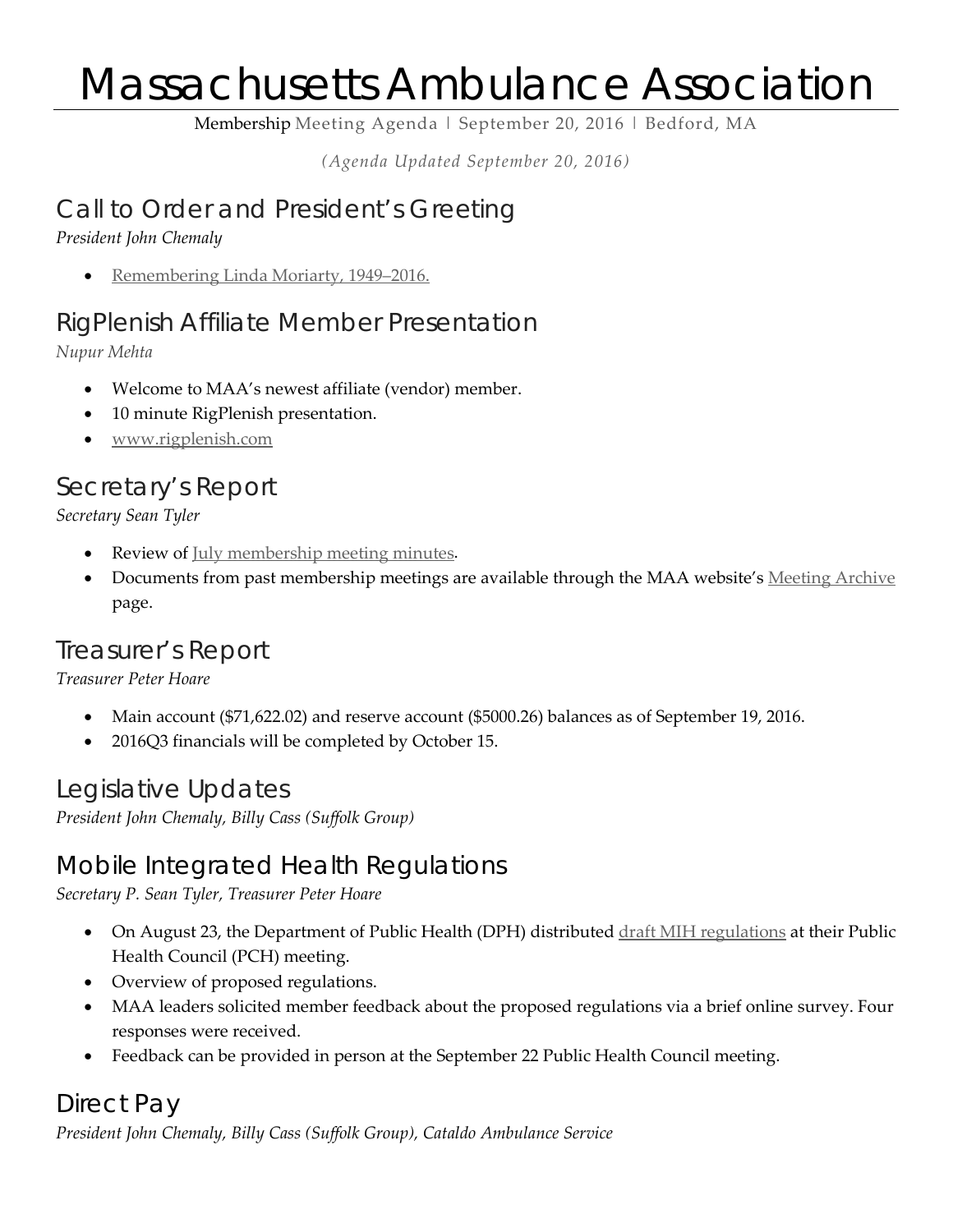# Massachusetts Ambulance Association

Membership Meeting Agenda | September 20, 2016 | Bedford, MA

*(Agenda Updated September 20, 2016)*

## Call to Order and President's Greeting

*President John Chemaly*

- Remembering Linda Moriarty, 1949–2016.

## RigPlenish Affiliate Member Presentation

*Nupur Mehta*

- Welcome to MAA's newest affiliate (vendor) member.
- 10 minute RigPlenish presentation.
- www.rigplenish.com

## Secretary's Report

*Secretary Sean Tyler*

- Review of July membership meeting minutes.
- Documents from past membership meetings are available through the MAA website's Meeting Archive page.

## Treasurer's Report

*Treasurer Peter Hoare*

- Main account ($71,622.02) and reserve account ($5000.26) balances as of September 19, 2016.
- 2016Q3 financials will be completed by October 15.

## Legislative Updates

*President John Chemaly, Billy Cass (Suffolk Group)*

## Mobile Integrated Health Regulations

*Secretary P. Sean Tyler, Treasurer Peter Hoare*

- On August 23, the Department of Public Health (DPH) distributed draft MIH regulations at their Public Health Council (PCH) meeting.
- Overview of proposed regulations.
- MAA leaders solicited member feedback about the proposed regulations via a brief online survey. Four responses were received.
- Feedback can be provided in person at the September 22 Public Health Council meeting.

## Direct Pay

*President John Chemaly, Billy Cass (Suffolk Group), Cataldo Ambulance Service*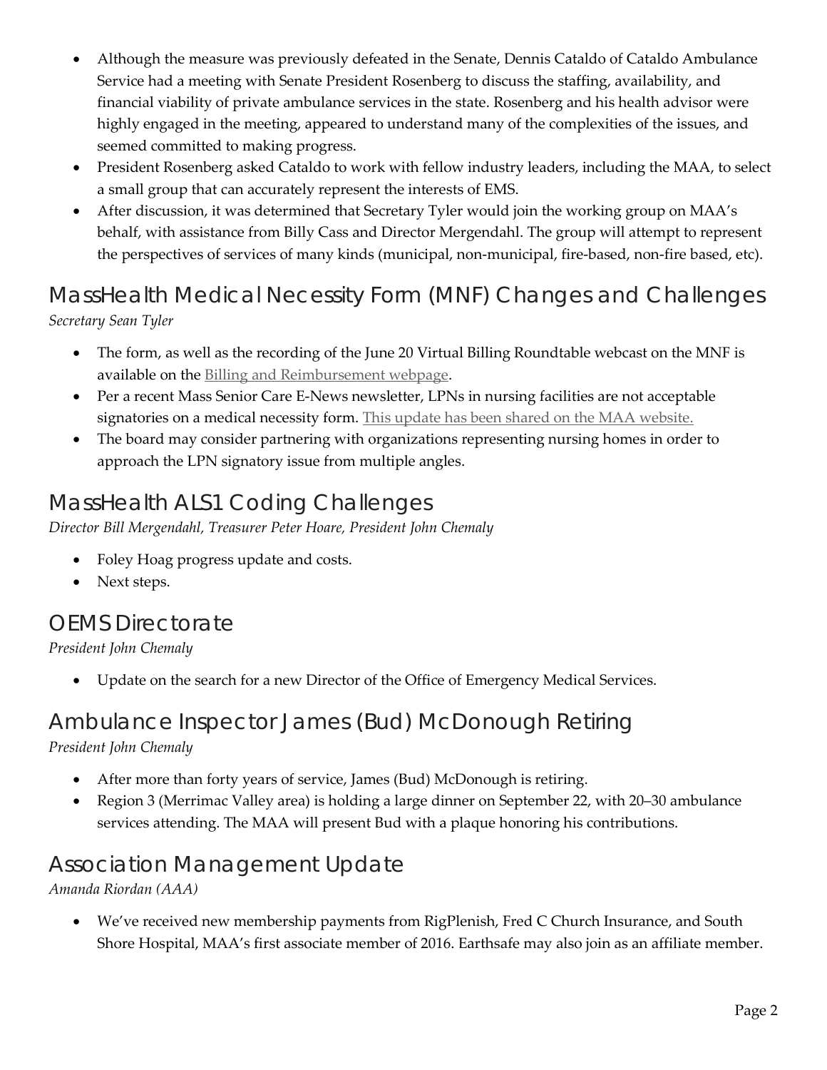- Although the measure was previously defeated in the Senate, Dennis Cataldo of Cataldo Ambulance Service had a meeting with Senate President Rosenberg to discuss the staffing, availability, and financial viability of private ambulance services in the state. Rosenberg and his health advisor were highly engaged in the meeting, appeared to understand many of the complexities of the issues, and seemed committed to making progress.
- President Rosenberg asked Cataldo to work with fellow industry leaders, including the MAA, to select a small group that can accurately represent the interests of EMS.
- After discussion, it was determined that Secretary Tyler would join the working group on MAA's behalf, with assistance from Billy Cass and Director Mergendahl. The group will attempt to represent the perspectives of services of many kinds (municipal, non-municipal, fire-based, non-fire based, etc).

## MassHealth Medical Necessity Form (MNF) Changes and Challenges

*Secretary Sean Tyler*

- The form, as well as the recording of the June 20 Virtual Billing Roundtable webcast on the MNF is available on the Billing and Reimbursement webpage.
- Per a recent Mass Senior Care E-News newsletter, LPNs in nursing facilities are not acceptable signatories on a medical necessity form. This update has been shared on the MAA website.
- The board may consider partnering with organizations representing nursing homes in order to approach the LPN signatory issue from multiple angles.

## MassHealth ALS1 Coding Challenges

*Director Bill Mergendahl, Treasurer Peter Hoare, President John Chemaly*

- Foley Hoag progress update and costs.
- Next steps.

## OEMS Directorate

*President John Chemaly*

- Update on the search for a new Director of the Office of Emergency Medical Services.

## Ambulance Inspector James (Bud) McDonough Retiring

*President John Chemaly*

- After more than forty years of service, James (Bud) McDonough is retiring.
- Region 3 (Merrimac Valley area) is holding a large dinner on September 22, with 20–30 ambulance services attending. The MAA will present Bud with a plaque honoring his contributions.

## Association Management Update

*Amanda Riordan (AAA)*

- We've received new membership payments from RigPlenish, Fred C Church Insurance, and South Shore Hospital, MAA's first associate member of 2016. Earthsafe may also join as an affiliate member.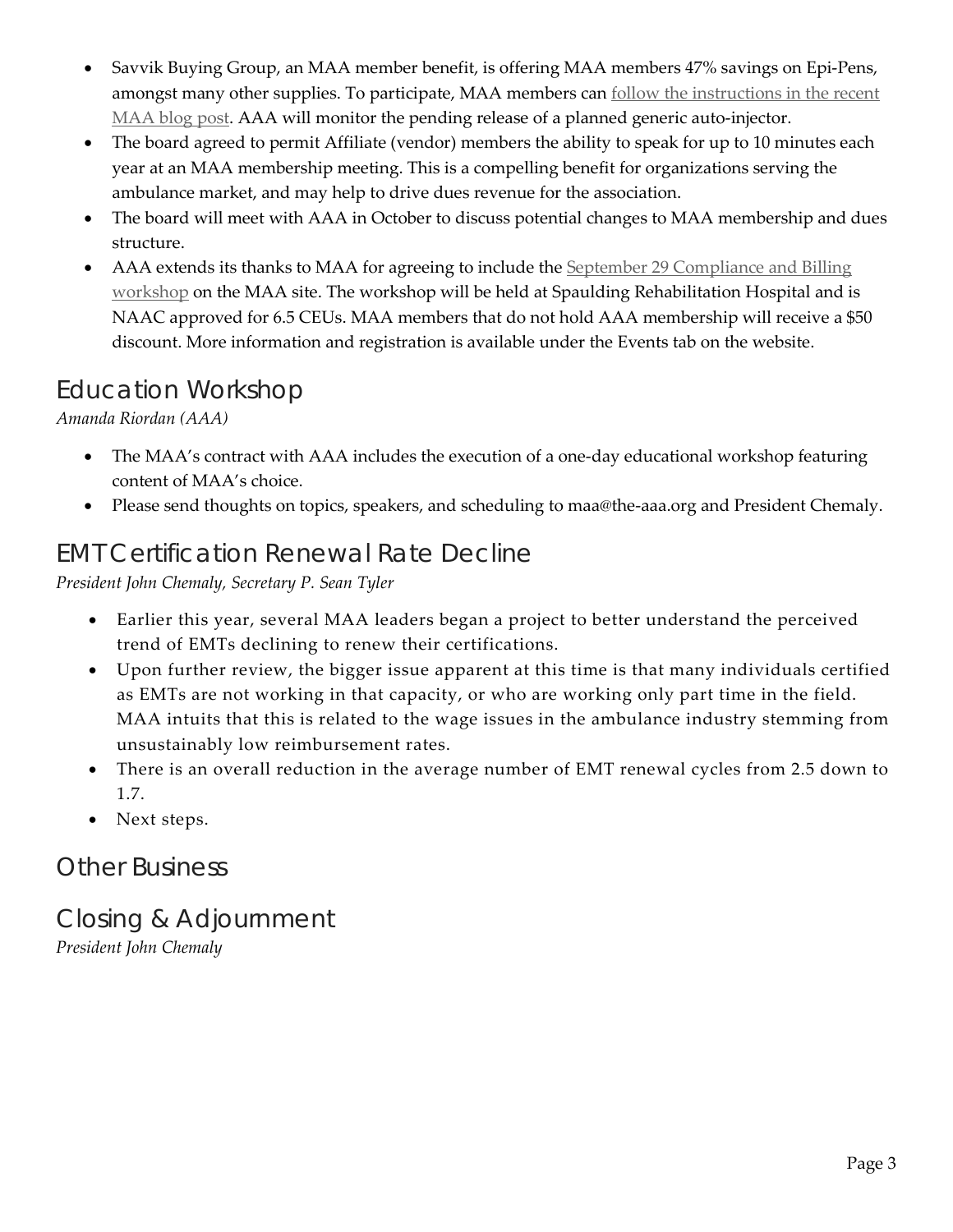- Savvik Buying Group, an MAA member benefit, is offering MAA members 47% savings on Epi-Pens, amongst many other supplies. To participate, MAA members can follow the instructions in the recent MAA blog post. AAA will monitor the pending release of a planned generic auto-injector.
- The board agreed to permit Affiliate (vendor) members the ability to speak for up to 10 minutes each year at an MAA membership meeting. This is a compelling benefit for organizations serving the ambulance market, and may help to drive dues revenue for the association.
- The board will meet with AAA in October to discuss potential changes to MAA membership and dues structure.
- AAA extends its thanks to MAA for agreeing to include the September 29 Compliance and Billing workshop on the MAA site. The workshop will be held at Spaulding Rehabilitation Hospital and is NAAC approved for 6.5 CEUs. MAA members that do not hold AAA membership will receive a $50 discount. More information and registration is available under the Events tab on the website.

## Education Workshop

*Amanda Riordan (AAA)*

- The MAA's contract with AAA includes the execution of a one-day educational workshop featuring content of MAA's choice.
- Please send thoughts on topics, speakers, and scheduling to maa@the-aaa.org and President Chemaly.

## EMT Certification Renewal Rate Decline

*President John Chemaly, Secretary P. Sean Tyler*

- Earlier this year, several MAA leaders began a project to better understand the perceived trend of EMTs declining to renew their certifications.
- Upon further review, the bigger issue apparent at this time is that many individuals certified as EMTs are not working in that capacity, or who are working only part time in the field. MAA intuits that this is related to the wage issues in the ambulance industry stemming from unsustainably low reimbursement rates.
- There is an overall reduction in the average number of EMT renewal cycles from 2.5 down to 1.7.
- Next steps.

## Other Business

## Closing & Adjournment

*President John Chemaly*